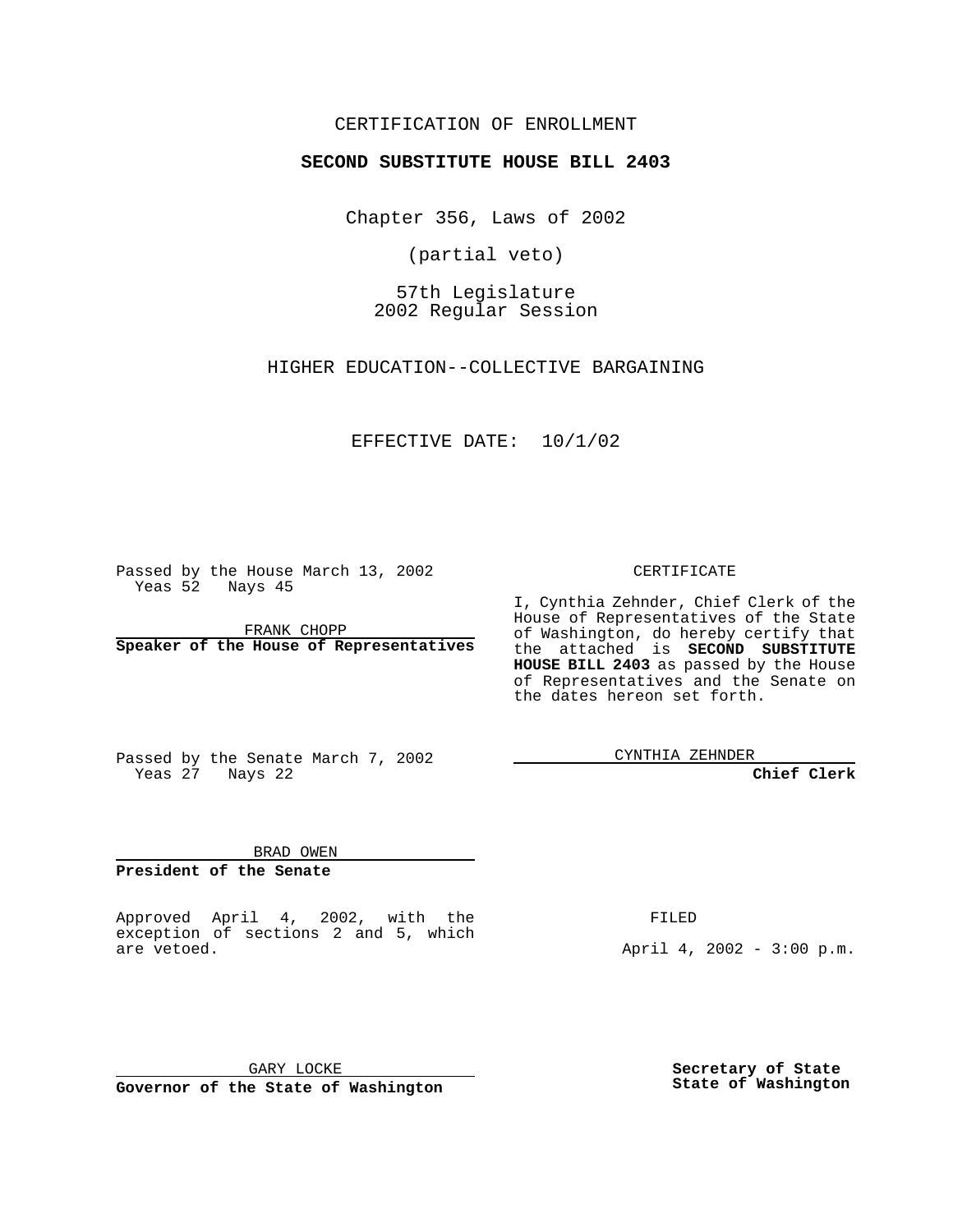CERTIFICATION OF ENROLLMENT

**SECOND SUBSTITUTE HOUSE BILL 2403**

Chapter 356, Laws of 2002

(partial veto)

57th Legislature
2002 Regular Session

HIGHER EDUCATION--COLLECTIVE BARGAINING

EFFECTIVE DATE: 10/1/02

Passed by the House March 13, 2002
Yeas 52 Nays 45

FRANK CHOPP

**Speaker of the House of Representatives**

Passed by the Senate March 7, 2002
Yeas 27 Nays 22

BRAD OWEN

**President of the Senate**

CERTIFICATE

I, Cynthia Zehnder, Chief Clerk of the House of Representatives of the State of Washington, do hereby certify that the attached is **SECOND SUBSTITUTE HOUSE BILL 2403** as passed by the House of Representatives and the Senate on the dates hereon set forth.

CYNTHIA ZEHNDER

**Chief Clerk**

Approved April 4, 2002, with the exception of sections 2 and 5, which are vetoed.

FILED

April 4, 2002 - 3:00 p.m.

GARY LOCKE

**Governor of the State of Washington**

**Secretary of State**
**State of Washington**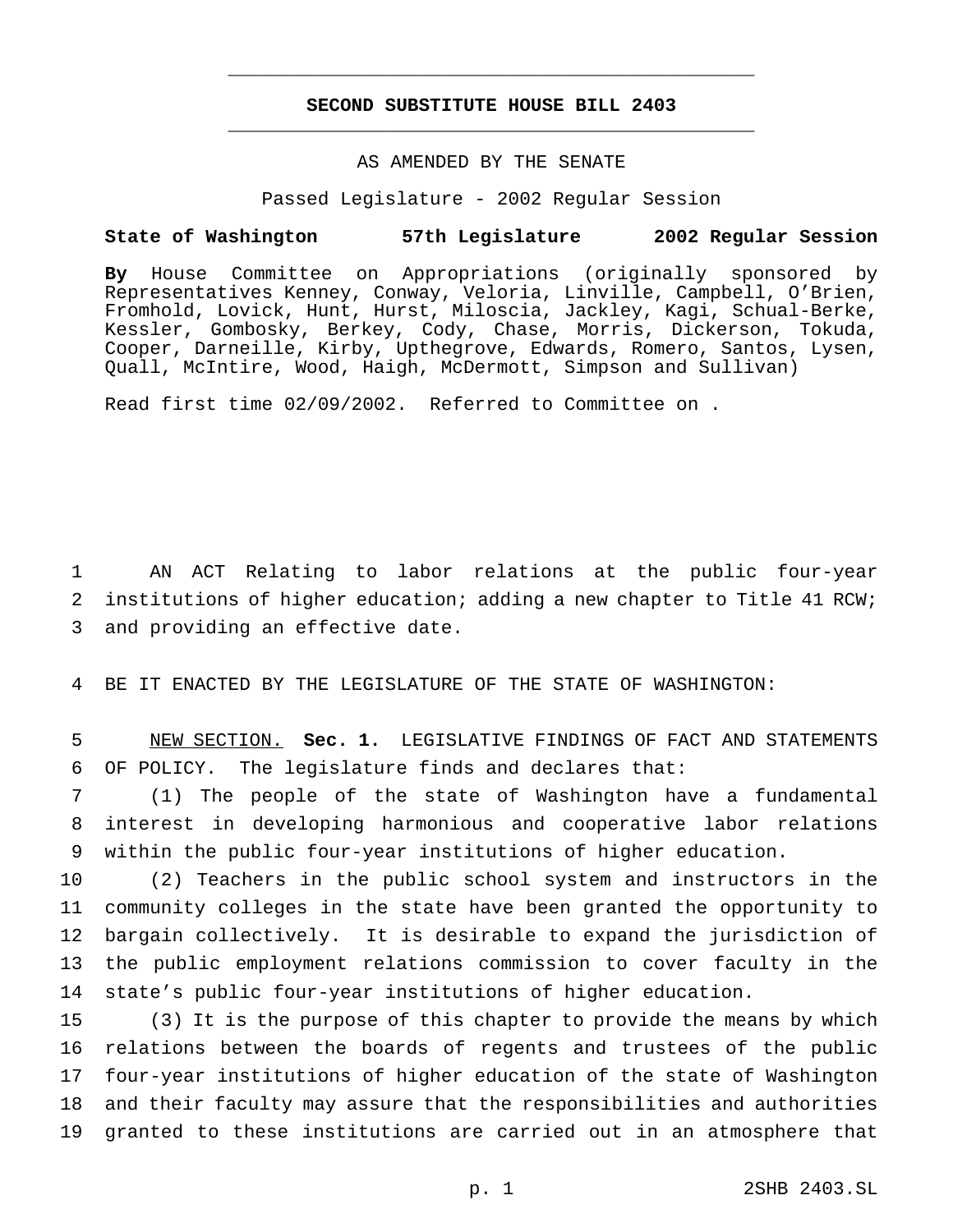# SECOND SUBSTITUTE HOUSE BILL 2403

AS AMENDED BY THE SENATE

Passed Legislature - 2002 Regular Session

**State of Washington 57th Legislature 2002 Regular Session**

**By** House Committee on Appropriations (originally sponsored by Representatives Kenney, Conway, Veloria, Linville, Campbell, O'Brien, Fromhold, Lovick, Hunt, Hurst, Miloscia, Jackley, Kagi, Schual-Berke, Kessler, Gombosky, Berkey, Cody, Chase, Morris, Dickerson, Tokuda, Cooper, Darneille, Kirby, Upthegrove, Edwards, Romero, Santos, Lysen, Quall, McIntire, Wood, Haigh, McDermott, Simpson and Sullivan)

Read first time 02/09/2002. Referred to Committee on .

1 AN ACT Relating to labor relations at the public four-year
2 institutions of higher education; adding a new chapter to Title 41 RCW;
3 and providing an effective date.

4 BE IT ENACTED BY THE LEGISLATURE OF THE STATE OF WASHINGTON:

5 NEW SECTION. **Sec. 1.** LEGISLATIVE FINDINGS OF FACT AND STATEMENTS
6 OF POLICY. The legislature finds and declares that:

7 (1) The people of the state of Washington have a fundamental
8 interest in developing harmonious and cooperative labor relations
9 within the public four-year institutions of higher education.

10 (2) Teachers in the public school system and instructors in the
11 community colleges in the state have been granted the opportunity to
12 bargain collectively. It is desirable to expand the jurisdiction of
13 the public employment relations commission to cover faculty in the
14 state's public four-year institutions of higher education.

15 (3) It is the purpose of this chapter to provide the means by which
16 relations between the boards of regents and trustees of the public
17 four-year institutions of higher education of the state of Washington
18 and their faculty may assure that the responsibilities and authorities
19 granted to these institutions are carried out in an atmosphere that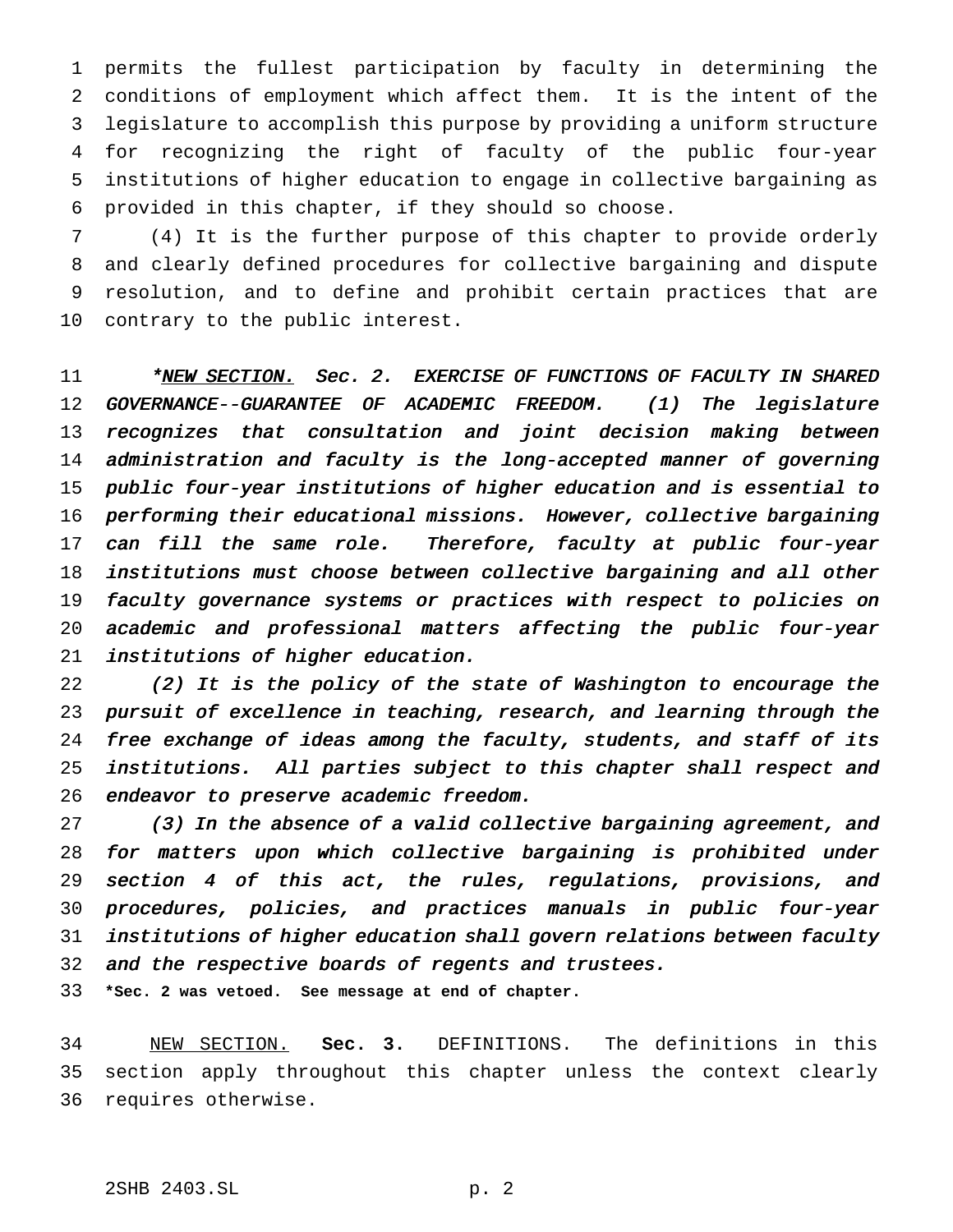permits the fullest participation by faculty in determining the conditions of employment which affect them. It is the intent of the legislature to accomplish this purpose by providing a uniform structure for recognizing the right of faculty of the public four-year institutions of higher education to engage in collective bargaining as provided in this chapter, if they should so choose.

(4) It is the further purpose of this chapter to provide orderly and clearly defined procedures for collective bargaining and dispute resolution, and to define and prohibit certain practices that are contrary to the public interest.

*\*<u>NEW SECTION.</u> Sec. 2. EXERCISE OF FUNCTIONS OF FACULTY IN SHARED GOVERNANCE--GUARANTEE OF ACADEMIC FREEDOM. (1) The legislature recognizes that consultation and joint decision making between administration and faculty is the long-accepted manner of governing public four-year institutions of higher education and is essential to performing their educational missions. However, collective bargaining can fill the same role. Therefore, faculty at public four-year institutions must choose between collective bargaining and all other faculty governance systems or practices with respect to policies on academic and professional matters affecting the public four-year institutions of higher education.*

*(2) It is the policy of the state of Washington to encourage the pursuit of excellence in teaching, research, and learning through the free exchange of ideas among the faculty, students, and staff of its institutions. All parties subject to this chapter shall respect and endeavor to preserve academic freedom.*

*(3) In the absence of a valid collective bargaining agreement, and for matters upon which collective bargaining is prohibited under section 4 of this act, the rules, regulations, provisions, and procedures, policies, and practices manuals in public four-year institutions of higher education shall govern relations between faculty and the respective boards of regents and trustees.*

**\*Sec. 2 was vetoed. See message at end of chapter.**

<u>NEW SECTION.</u> **Sec. 3.** DEFINITIONS. The definitions in this section apply throughout this chapter unless the context clearly requires otherwise.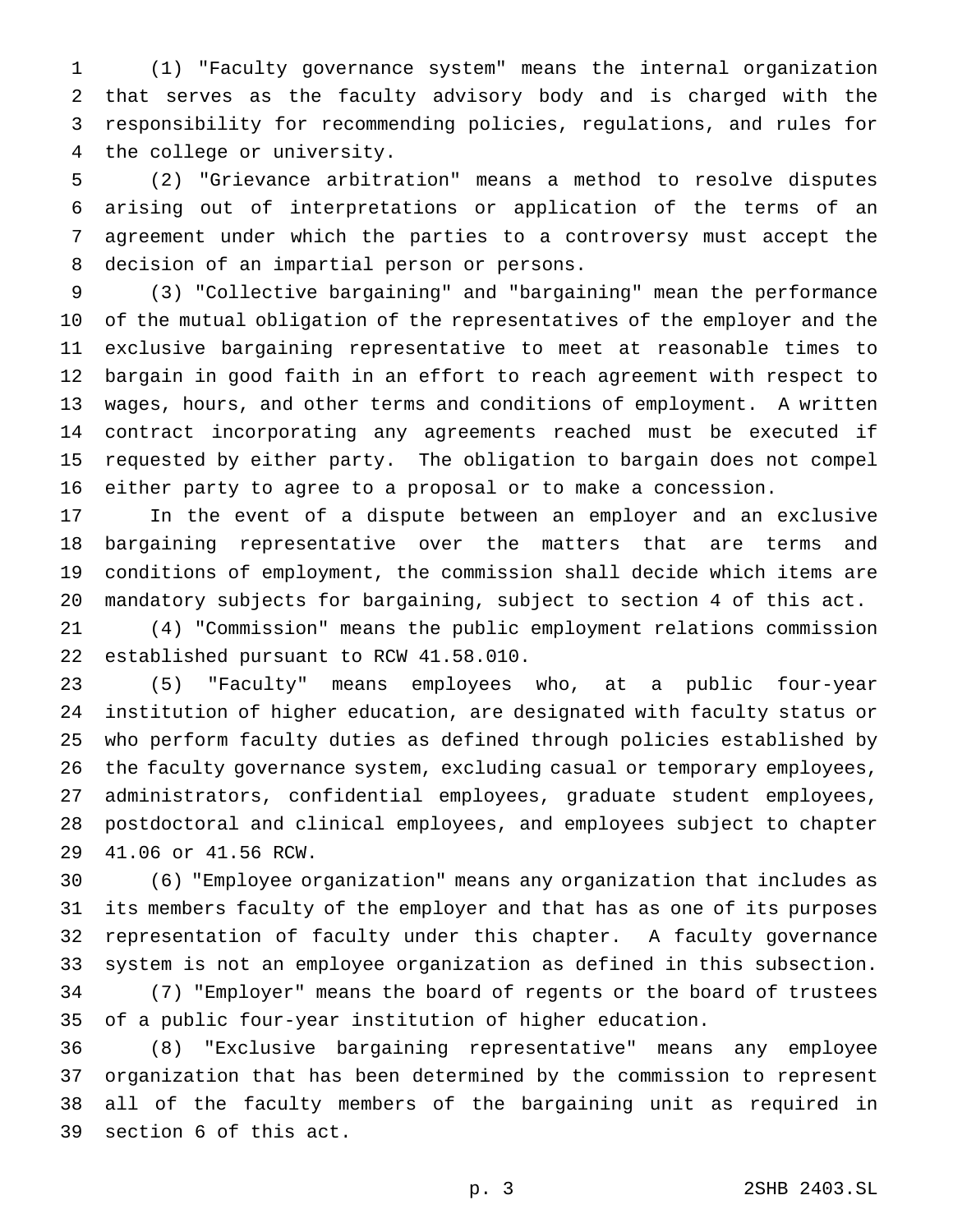(1) "Faculty governance system" means the internal organization that serves as the faculty advisory body and is charged with the responsibility for recommending policies, regulations, and rules for the college or university.

(2) "Grievance arbitration" means a method to resolve disputes arising out of interpretations or application of the terms of an agreement under which the parties to a controversy must accept the decision of an impartial person or persons.

(3) "Collective bargaining" and "bargaining" mean the performance of the mutual obligation of the representatives of the employer and the exclusive bargaining representative to meet at reasonable times to bargain in good faith in an effort to reach agreement with respect to wages, hours, and other terms and conditions of employment. A written contract incorporating any agreements reached must be executed if requested by either party. The obligation to bargain does not compel either party to agree to a proposal or to make a concession.

In the event of a dispute between an employer and an exclusive bargaining representative over the matters that are terms and conditions of employment, the commission shall decide which items are mandatory subjects for bargaining, subject to section 4 of this act.

(4) "Commission" means the public employment relations commission established pursuant to RCW 41.58.010.

(5) "Faculty" means employees who, at a public four-year institution of higher education, are designated with faculty status or who perform faculty duties as defined through policies established by the faculty governance system, excluding casual or temporary employees, administrators, confidential employees, graduate student employees, postdoctoral and clinical employees, and employees subject to chapter 41.06 or 41.56 RCW.

(6) "Employee organization" means any organization that includes as its members faculty of the employer and that has as one of its purposes representation of faculty under this chapter. A faculty governance system is not an employee organization as defined in this subsection.

(7) "Employer" means the board of regents or the board of trustees of a public four-year institution of higher education.

(8) "Exclusive bargaining representative" means any employee organization that has been determined by the commission to represent all of the faculty members of the bargaining unit as required in section 6 of this act.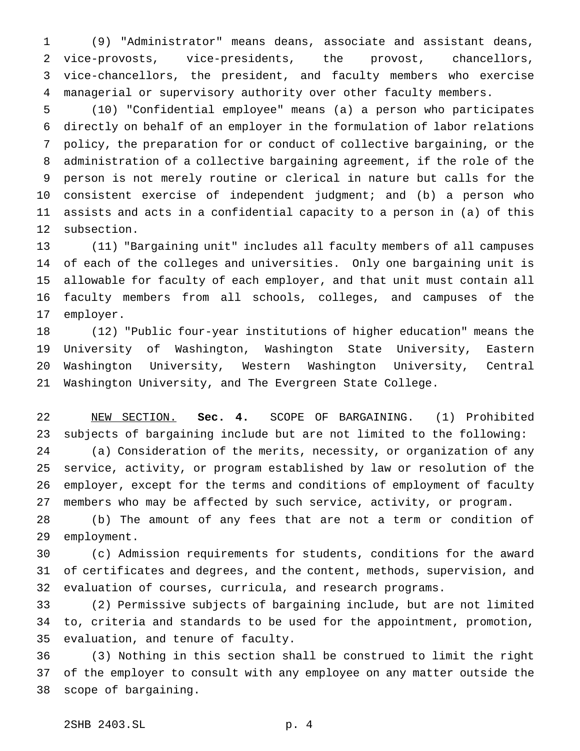(9) "Administrator" means deans, associate and assistant deans, vice-provosts, vice-presidents, the provost, chancellors, vice-chancellors, the president, and faculty members who exercise managerial or supervisory authority over other faculty members.

(10) "Confidential employee" means (a) a person who participates directly on behalf of an employer in the formulation of labor relations policy, the preparation for or conduct of collective bargaining, or the administration of a collective bargaining agreement, if the role of the person is not merely routine or clerical in nature but calls for the consistent exercise of independent judgment; and (b) a person who assists and acts in a confidential capacity to a person in (a) of this subsection.

(11) "Bargaining unit" includes all faculty members of all campuses of each of the colleges and universities. Only one bargaining unit is allowable for faculty of each employer, and that unit must contain all faculty members from all schools, colleges, and campuses of the employer.

(12) "Public four-year institutions of higher education" means the University of Washington, Washington State University, Eastern Washington University, Western Washington University, Central Washington University, and The Evergreen State College.

NEW SECTION. **Sec. 4.** SCOPE OF BARGAINING. (1) Prohibited subjects of bargaining include but are not limited to the following:

(a) Consideration of the merits, necessity, or organization of any service, activity, or program established by law or resolution of the employer, except for the terms and conditions of employment of faculty members who may be affected by such service, activity, or program.

(b) The amount of any fees that are not a term or condition of employment.

(c) Admission requirements for students, conditions for the award of certificates and degrees, and the content, methods, supervision, and evaluation of courses, curricula, and research programs.

(2) Permissive subjects of bargaining include, but are not limited to, criteria and standards to be used for the appointment, promotion, evaluation, and tenure of faculty.

(3) Nothing in this section shall be construed to limit the right of the employer to consult with any employee on any matter outside the scope of bargaining.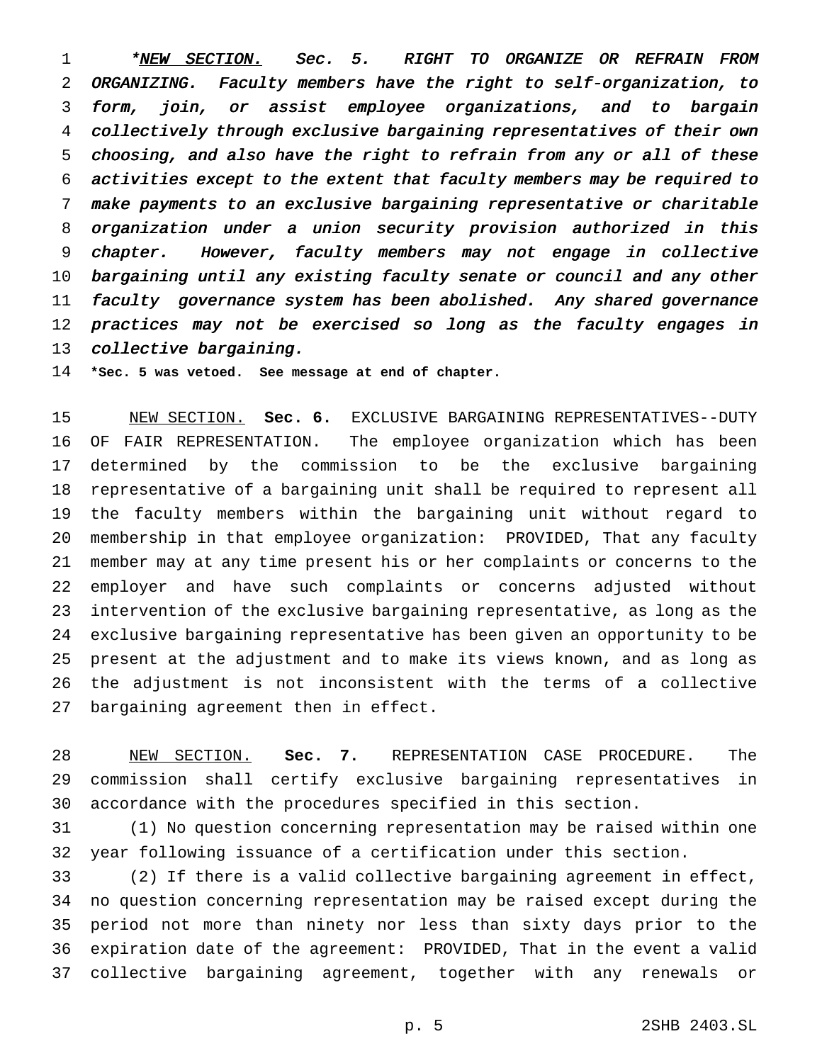*<u>*NEW SECTION.*</u> *Sec. 5. RIGHT TO ORGANIZE OR REFRAIN FROM ORGANIZING. Faculty members have the right to self-organization, to form, join, or assist employee organizations, and to bargain collectively through exclusive bargaining representatives of their own choosing, and also have the right to refrain from any or all of these activities except to the extent that faculty members may be required to make payments to an exclusive bargaining representative or charitable organization under a union security provision authorized in this chapter. However, faculty members may not engage in collective bargaining until any existing faculty senate or council and any other faculty governance system has been abolished. Any shared governance practices may not be exercised so long as the faculty engages in collective bargaining.*

**\*Sec. 5 was vetoed. See message at end of chapter.**

<u>NEW SECTION.</u> **Sec. 6.** EXCLUSIVE BARGAINING REPRESENTATIVES--DUTY OF FAIR REPRESENTATION. The employee organization which has been determined by the commission to be the exclusive bargaining representative of a bargaining unit shall be required to represent all the faculty members within the bargaining unit without regard to membership in that employee organization: PROVIDED, That any faculty member may at any time present his or her complaints or concerns to the employer and have such complaints or concerns adjusted without intervention of the exclusive bargaining representative, as long as the exclusive bargaining representative has been given an opportunity to be present at the adjustment and to make its views known, and as long as the adjustment is not inconsistent with the terms of a collective bargaining agreement then in effect.

<u>NEW SECTION.</u> **Sec. 7.** REPRESENTATION CASE PROCEDURE. The commission shall certify exclusive bargaining representatives in accordance with the procedures specified in this section.

(1) No question concerning representation may be raised within one year following issuance of a certification under this section.

(2) If there is a valid collective bargaining agreement in effect, no question concerning representation may be raised except during the period not more than ninety nor less than sixty days prior to the expiration date of the agreement: PROVIDED, That in the event a valid collective bargaining agreement, together with any renewals or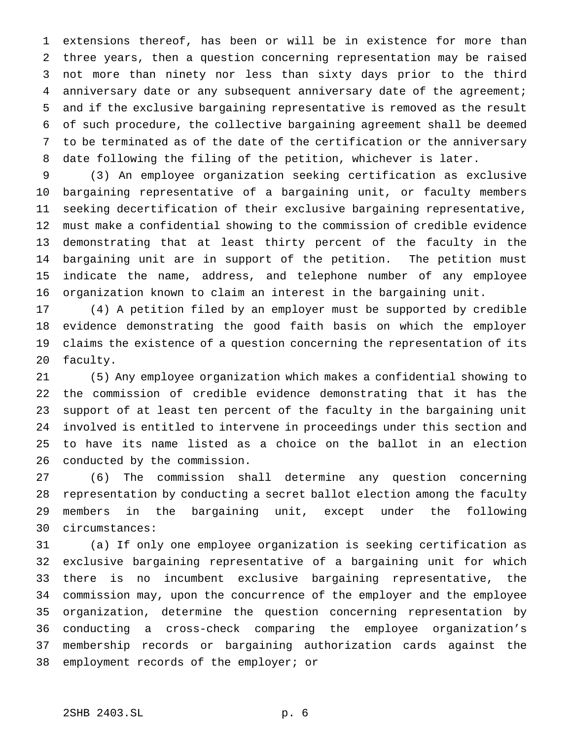extensions thereof, has been or will be in existence for more than three years, then a question concerning representation may be raised not more than ninety nor less than sixty days prior to the third anniversary date or any subsequent anniversary date of the agreement; and if the exclusive bargaining representative is removed as the result of such procedure, the collective bargaining agreement shall be deemed to be terminated as of the date of the certification or the anniversary date following the filing of the petition, whichever is later.

(3) An employee organization seeking certification as exclusive bargaining representative of a bargaining unit, or faculty members seeking decertification of their exclusive bargaining representative, must make a confidential showing to the commission of credible evidence demonstrating that at least thirty percent of the faculty in the bargaining unit are in support of the petition. The petition must indicate the name, address, and telephone number of any employee organization known to claim an interest in the bargaining unit.

(4) A petition filed by an employer must be supported by credible evidence demonstrating the good faith basis on which the employer claims the existence of a question concerning the representation of its faculty.

(5) Any employee organization which makes a confidential showing to the commission of credible evidence demonstrating that it has the support of at least ten percent of the faculty in the bargaining unit involved is entitled to intervene in proceedings under this section and to have its name listed as a choice on the ballot in an election conducted by the commission.

(6) The commission shall determine any question concerning representation by conducting a secret ballot election among the faculty members in the bargaining unit, except under the following circumstances:

(a) If only one employee organization is seeking certification as exclusive bargaining representative of a bargaining unit for which there is no incumbent exclusive bargaining representative, the commission may, upon the concurrence of the employer and the employee organization, determine the question concerning representation by conducting a cross-check comparing the employee organization's membership records or bargaining authorization cards against the employment records of the employer; or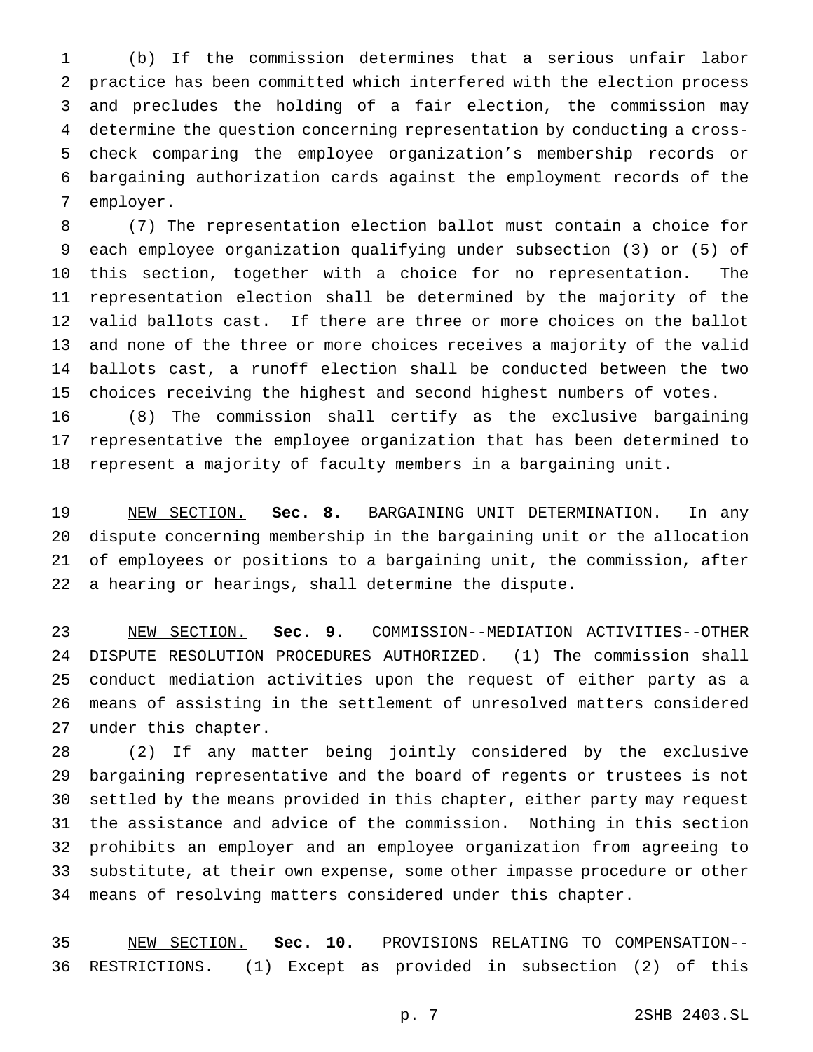(b) If the commission determines that a serious unfair labor practice has been committed which interfered with the election process and precludes the holding of a fair election, the commission may determine the question concerning representation by conducting a cross-check comparing the employee organization's membership records or bargaining authorization cards against the employment records of the employer.

(7) The representation election ballot must contain a choice for each employee organization qualifying under subsection (3) or (5) of this section, together with a choice for no representation. The representation election shall be determined by the majority of the valid ballots cast. If there are three or more choices on the ballot and none of the three or more choices receives a majority of the valid ballots cast, a runoff election shall be conducted between the two choices receiving the highest and second highest numbers of votes.

(8) The commission shall certify as the exclusive bargaining representative the employee organization that has been determined to represent a majority of faculty members in a bargaining unit.

NEW SECTION. **Sec. 8.** BARGAINING UNIT DETERMINATION. In any dispute concerning membership in the bargaining unit or the allocation of employees or positions to a bargaining unit, the commission, after a hearing or hearings, shall determine the dispute.

NEW SECTION. **Sec. 9.** COMMISSION--MEDIATION ACTIVITIES--OTHER DISPUTE RESOLUTION PROCEDURES AUTHORIZED. (1) The commission shall conduct mediation activities upon the request of either party as a means of assisting in the settlement of unresolved matters considered under this chapter.

(2) If any matter being jointly considered by the exclusive bargaining representative and the board of regents or trustees is not settled by the means provided in this chapter, either party may request the assistance and advice of the commission. Nothing in this section prohibits an employer and an employee organization from agreeing to substitute, at their own expense, some other impasse procedure or other means of resolving matters considered under this chapter.

NEW SECTION. **Sec. 10.** PROVISIONS RELATING TO COMPENSATION--RESTRICTIONS. (1) Except as provided in subsection (2) of this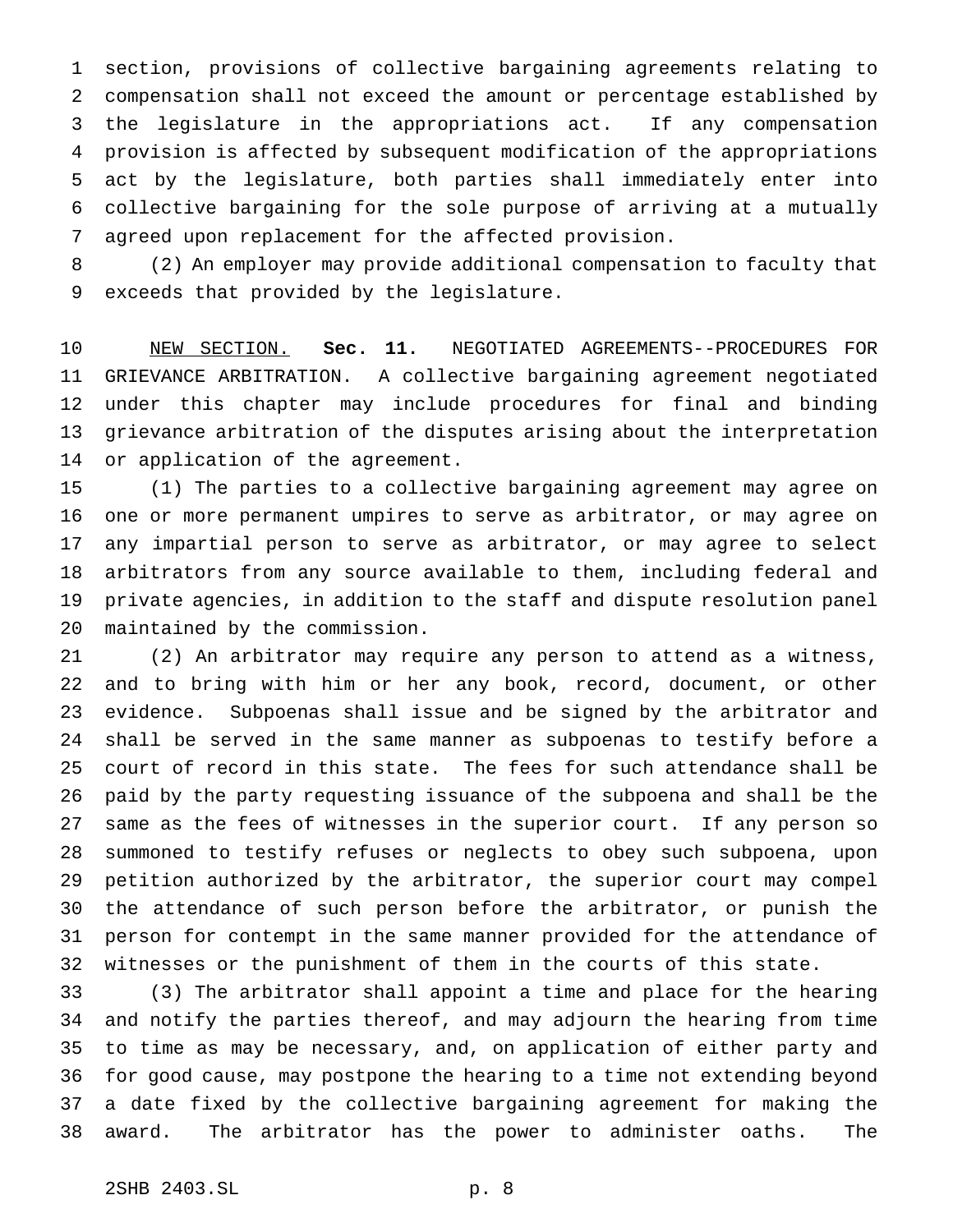section, provisions of collective bargaining agreements relating to compensation shall not exceed the amount or percentage established by the legislature in the appropriations act. If any compensation provision is affected by subsequent modification of the appropriations act by the legislature, both parties shall immediately enter into collective bargaining for the sole purpose of arriving at a mutually agreed upon replacement for the affected provision.

(2) An employer may provide additional compensation to faculty that exceeds that provided by the legislature.

NEW SECTION. **Sec. 11.** NEGOTIATED AGREEMENTS--PROCEDURES FOR GRIEVANCE ARBITRATION. A collective bargaining agreement negotiated under this chapter may include procedures for final and binding grievance arbitration of the disputes arising about the interpretation or application of the agreement.

(1) The parties to a collective bargaining agreement may agree on one or more permanent umpires to serve as arbitrator, or may agree on any impartial person to serve as arbitrator, or may agree to select arbitrators from any source available to them, including federal and private agencies, in addition to the staff and dispute resolution panel maintained by the commission.

(2) An arbitrator may require any person to attend as a witness, and to bring with him or her any book, record, document, or other evidence. Subpoenas shall issue and be signed by the arbitrator and shall be served in the same manner as subpoenas to testify before a court of record in this state. The fees for such attendance shall be paid by the party requesting issuance of the subpoena and shall be the same as the fees of witnesses in the superior court. If any person so summoned to testify refuses or neglects to obey such subpoena, upon petition authorized by the arbitrator, the superior court may compel the attendance of such person before the arbitrator, or punish the person for contempt in the same manner provided for the attendance of witnesses or the punishment of them in the courts of this state.

(3) The arbitrator shall appoint a time and place for the hearing and notify the parties thereof, and may adjourn the hearing from time to time as may be necessary, and, on application of either party and for good cause, may postpone the hearing to a time not extending beyond a date fixed by the collective bargaining agreement for making the award. The arbitrator has the power to administer oaths. The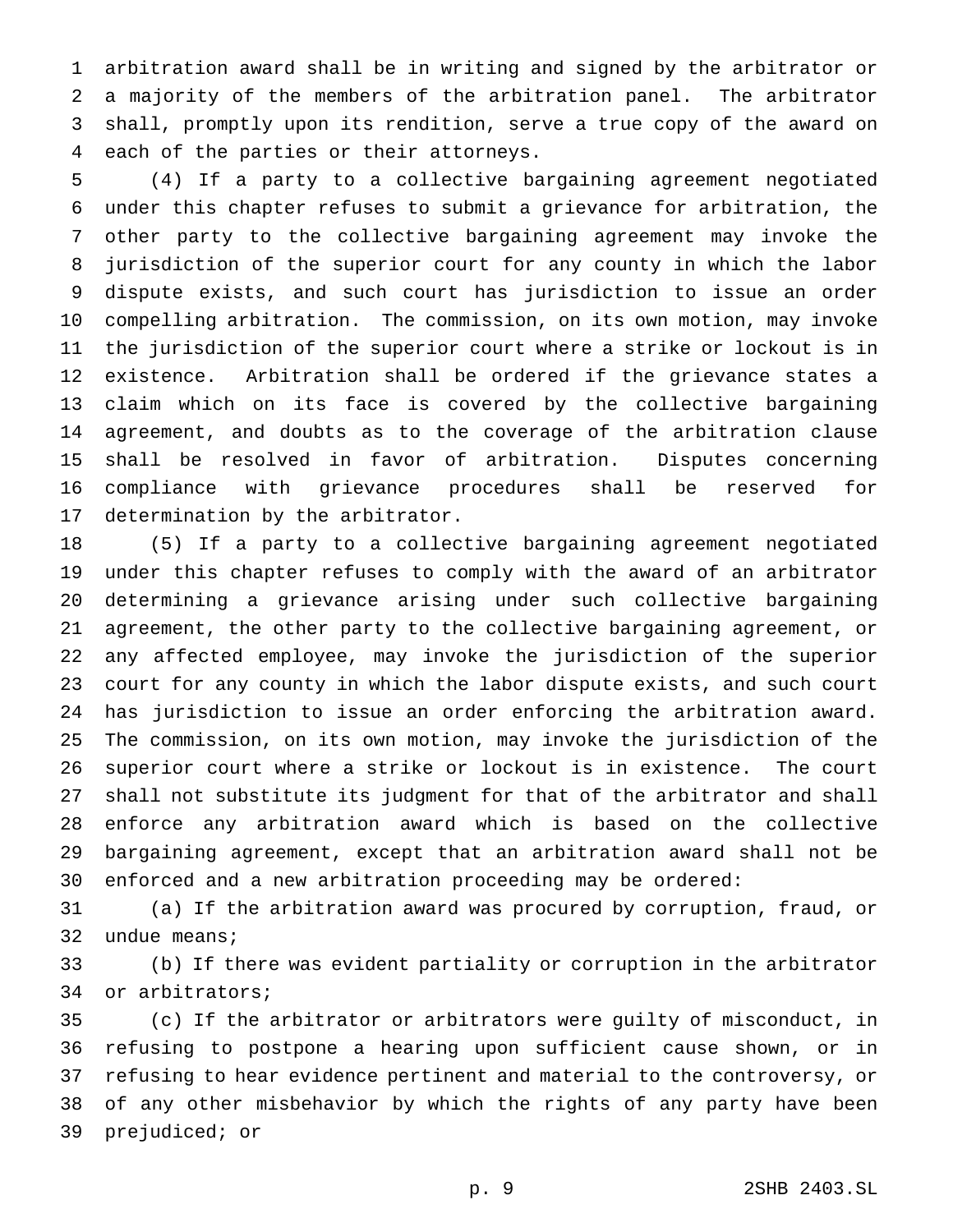arbitration award shall be in writing and signed by the arbitrator or a majority of the members of the arbitration panel. The arbitrator shall, promptly upon its rendition, serve a true copy of the award on each of the parties or their attorneys.

(4) If a party to a collective bargaining agreement negotiated under this chapter refuses to submit a grievance for arbitration, the other party to the collective bargaining agreement may invoke the jurisdiction of the superior court for any county in which the labor dispute exists, and such court has jurisdiction to issue an order compelling arbitration. The commission, on its own motion, may invoke the jurisdiction of the superior court where a strike or lockout is in existence. Arbitration shall be ordered if the grievance states a claim which on its face is covered by the collective bargaining agreement, and doubts as to the coverage of the arbitration clause shall be resolved in favor of arbitration. Disputes concerning compliance with grievance procedures shall be reserved for determination by the arbitrator.

(5) If a party to a collective bargaining agreement negotiated under this chapter refuses to comply with the award of an arbitrator determining a grievance arising under such collective bargaining agreement, the other party to the collective bargaining agreement, or any affected employee, may invoke the jurisdiction of the superior court for any county in which the labor dispute exists, and such court has jurisdiction to issue an order enforcing the arbitration award. The commission, on its own motion, may invoke the jurisdiction of the superior court where a strike or lockout is in existence. The court shall not substitute its judgment for that of the arbitrator and shall enforce any arbitration award which is based on the collective bargaining agreement, except that an arbitration award shall not be enforced and a new arbitration proceeding may be ordered:

(a) If the arbitration award was procured by corruption, fraud, or undue means;

(b) If there was evident partiality or corruption in the arbitrator or arbitrators;

(c) If the arbitrator or arbitrators were guilty of misconduct, in refusing to postpone a hearing upon sufficient cause shown, or in refusing to hear evidence pertinent and material to the controversy, or of any other misbehavior by which the rights of any party have been prejudiced; or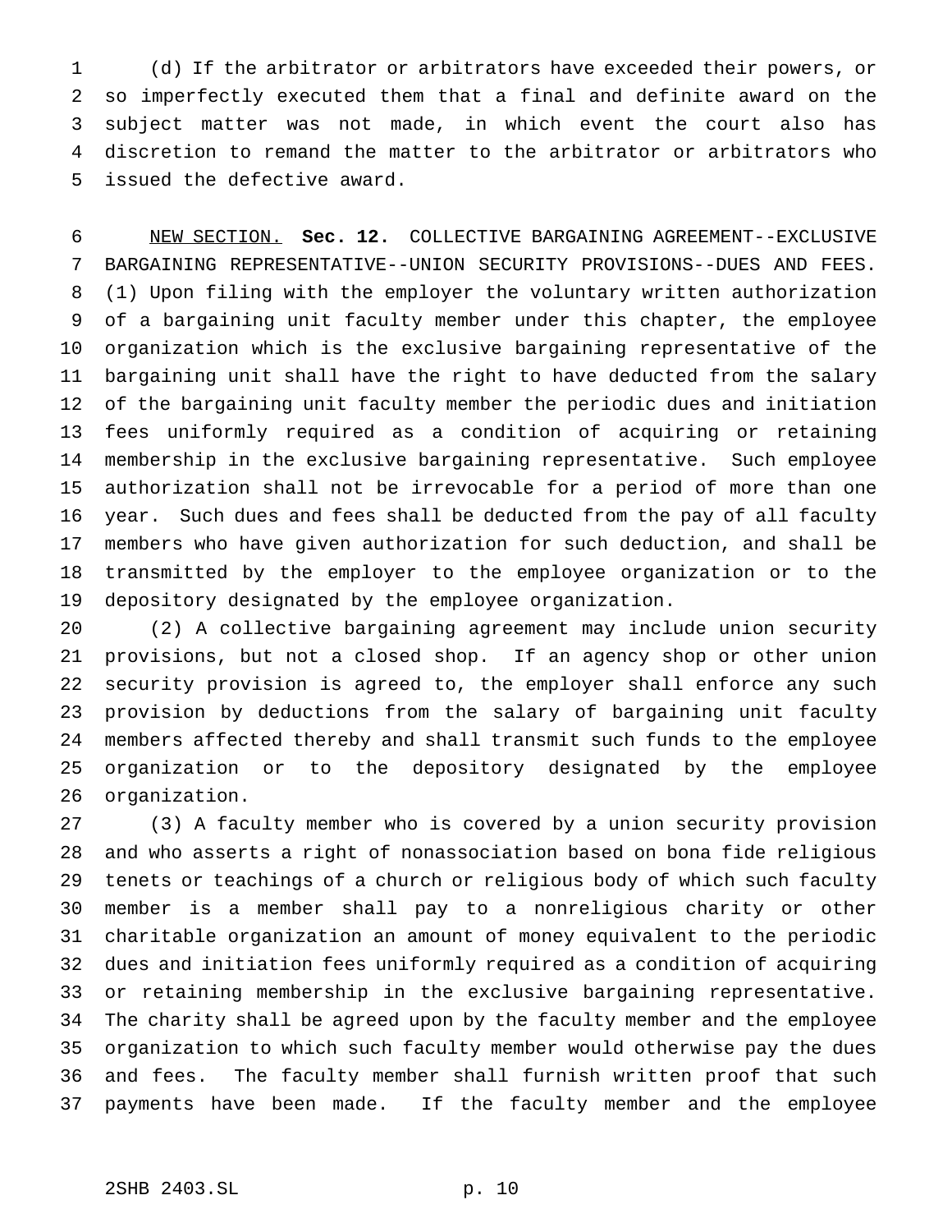(d) If the arbitrator or arbitrators have exceeded their powers, or so imperfectly executed them that a final and definite award on the subject matter was not made, in which event the court also has discretion to remand the matter to the arbitrator or arbitrators who issued the defective award.

NEW SECTION. **Sec. 12.** COLLECTIVE BARGAINING AGREEMENT--EXCLUSIVE BARGAINING REPRESENTATIVE--UNION SECURITY PROVISIONS--DUES AND FEES. (1) Upon filing with the employer the voluntary written authorization of a bargaining unit faculty member under this chapter, the employee organization which is the exclusive bargaining representative of the bargaining unit shall have the right to have deducted from the salary of the bargaining unit faculty member the periodic dues and initiation fees uniformly required as a condition of acquiring or retaining membership in the exclusive bargaining representative. Such employee authorization shall not be irrevocable for a period of more than one year. Such dues and fees shall be deducted from the pay of all faculty members who have given authorization for such deduction, and shall be transmitted by the employer to the employee organization or to the depository designated by the employee organization.

(2) A collective bargaining agreement may include union security provisions, but not a closed shop. If an agency shop or other union security provision is agreed to, the employer shall enforce any such provision by deductions from the salary of bargaining unit faculty members affected thereby and shall transmit such funds to the employee organization or to the depository designated by the employee organization.

(3) A faculty member who is covered by a union security provision and who asserts a right of nonassociation based on bona fide religious tenets or teachings of a church or religious body of which such faculty member is a member shall pay to a nonreligious charity or other charitable organization an amount of money equivalent to the periodic dues and initiation fees uniformly required as a condition of acquiring or retaining membership in the exclusive bargaining representative. The charity shall be agreed upon by the faculty member and the employee organization to which such faculty member would otherwise pay the dues and fees. The faculty member shall furnish written proof that such payments have been made. If the faculty member and the employee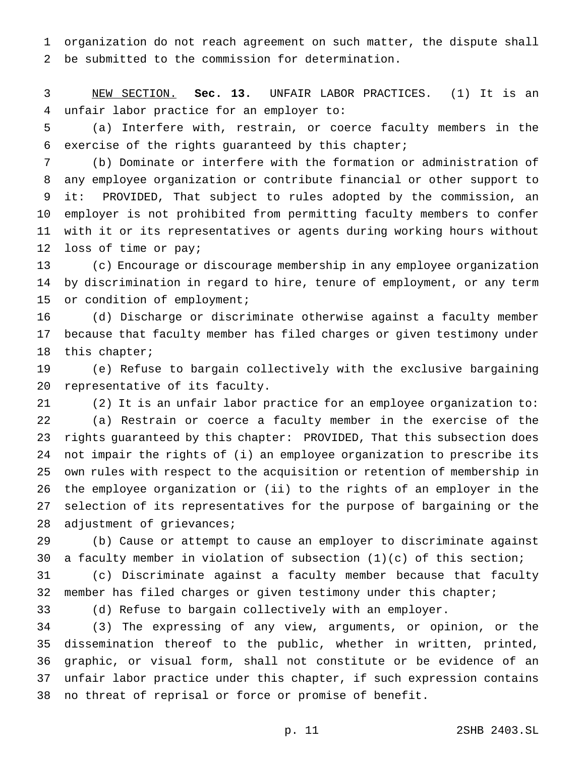organization do not reach agreement on such matter, the dispute shall be submitted to the commission for determination.

NEW SECTION. **Sec. 13.** UNFAIR LABOR PRACTICES. (1) It is an unfair labor practice for an employer to:

(a) Interfere with, restrain, or coerce faculty members in the exercise of the rights guaranteed by this chapter;

(b) Dominate or interfere with the formation or administration of any employee organization or contribute financial or other support to it: PROVIDED, That subject to rules adopted by the commission, an employer is not prohibited from permitting faculty members to confer with it or its representatives or agents during working hours without loss of time or pay;

(c) Encourage or discourage membership in any employee organization by discrimination in regard to hire, tenure of employment, or any term or condition of employment;

(d) Discharge or discriminate otherwise against a faculty member because that faculty member has filed charges or given testimony under this chapter;

(e) Refuse to bargain collectively with the exclusive bargaining representative of its faculty.

(2) It is an unfair labor practice for an employee organization to:

(a) Restrain or coerce a faculty member in the exercise of the rights guaranteed by this chapter: PROVIDED, That this subsection does not impair the rights of (i) an employee organization to prescribe its own rules with respect to the acquisition or retention of membership in the employee organization or (ii) to the rights of an employer in the selection of its representatives for the purpose of bargaining or the adjustment of grievances;

(b) Cause or attempt to cause an employer to discriminate against a faculty member in violation of subsection (1)(c) of this section;

(c) Discriminate against a faculty member because that faculty member has filed charges or given testimony under this chapter;

(d) Refuse to bargain collectively with an employer.

(3) The expressing of any view, arguments, or opinion, or the dissemination thereof to the public, whether in written, printed, graphic, or visual form, shall not constitute or be evidence of an unfair labor practice under this chapter, if such expression contains no threat of reprisal or force or promise of benefit.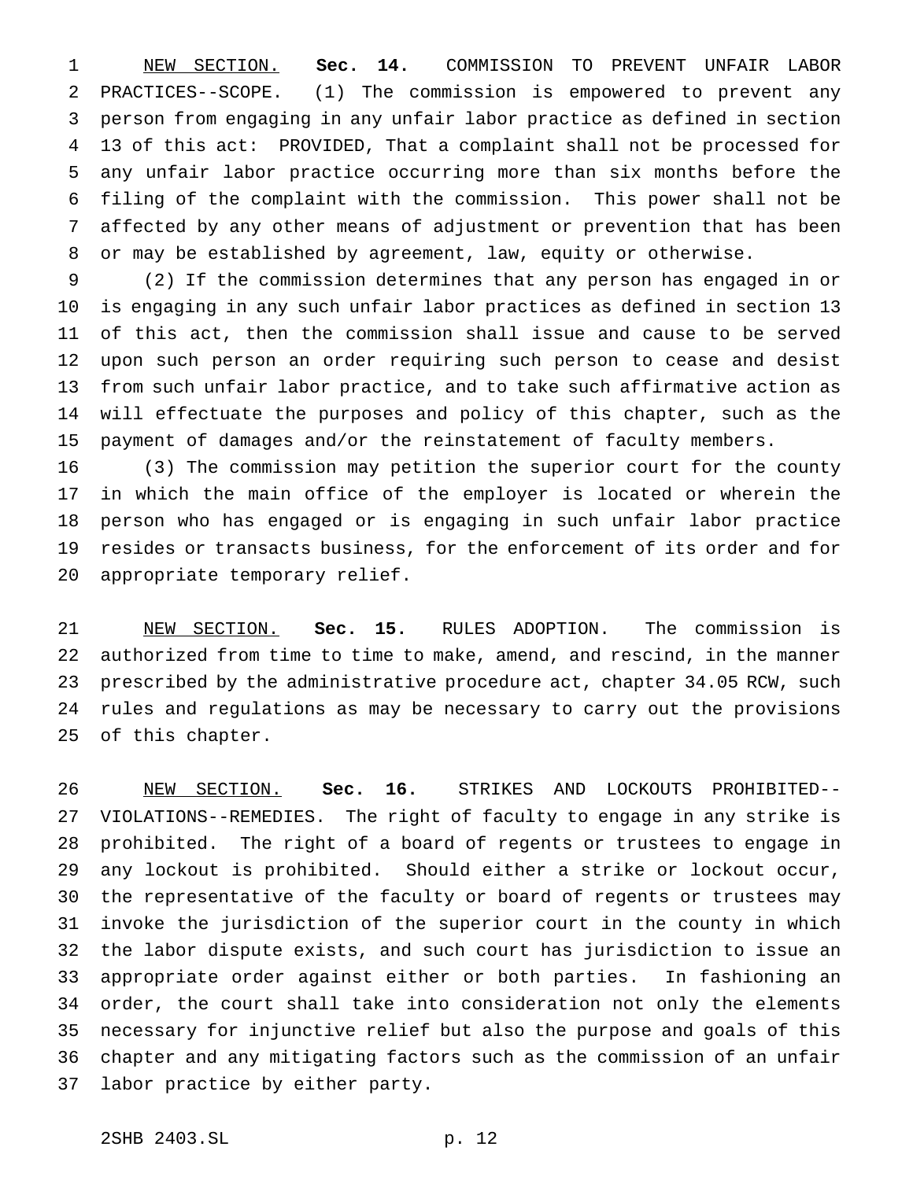NEW SECTION. **Sec. 14.** COMMISSION TO PREVENT UNFAIR LABOR PRACTICES--SCOPE. (1) The commission is empowered to prevent any person from engaging in any unfair labor practice as defined in section 13 of this act: PROVIDED, That a complaint shall not be processed for any unfair labor practice occurring more than six months before the filing of the complaint with the commission. This power shall not be affected by any other means of adjustment or prevention that has been or may be established by agreement, law, equity or otherwise.

(2) If the commission determines that any person has engaged in or is engaging in any such unfair labor practices as defined in section 13 of this act, then the commission shall issue and cause to be served upon such person an order requiring such person to cease and desist from such unfair labor practice, and to take such affirmative action as will effectuate the purposes and policy of this chapter, such as the payment of damages and/or the reinstatement of faculty members.

(3) The commission may petition the superior court for the county in which the main office of the employer is located or wherein the person who has engaged or is engaging in such unfair labor practice resides or transacts business, for the enforcement of its order and for appropriate temporary relief.

NEW SECTION. **Sec. 15.** RULES ADOPTION. The commission is authorized from time to time to make, amend, and rescind, in the manner prescribed by the administrative procedure act, chapter 34.05 RCW, such rules and regulations as may be necessary to carry out the provisions of this chapter.

NEW SECTION. **Sec. 16.** STRIKES AND LOCKOUTS PROHIBITED--VIOLATIONS--REMEDIES. The right of faculty to engage in any strike is prohibited. The right of a board of regents or trustees to engage in any lockout is prohibited. Should either a strike or lockout occur, the representative of the faculty or board of regents or trustees may invoke the jurisdiction of the superior court in the county in which the labor dispute exists, and such court has jurisdiction to issue an appropriate order against either or both parties. In fashioning an order, the court shall take into consideration not only the elements necessary for injunctive relief but also the purpose and goals of this chapter and any mitigating factors such as the commission of an unfair labor practice by either party.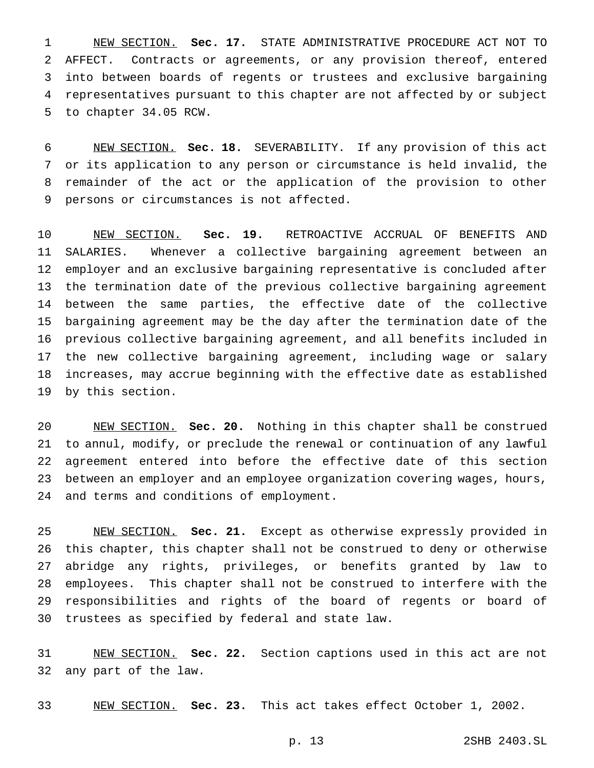NEW SECTION. **Sec. 17.** STATE ADMINISTRATIVE PROCEDURE ACT NOT TO AFFECT. Contracts or agreements, or any provision thereof, entered into between boards of regents or trustees and exclusive bargaining representatives pursuant to this chapter are not affected by or subject to chapter 34.05 RCW.

NEW SECTION. **Sec. 18.** SEVERABILITY. If any provision of this act or its application to any person or circumstance is held invalid, the remainder of the act or the application of the provision to other persons or circumstances is not affected.

NEW SECTION. **Sec. 19.** RETROACTIVE ACCRUAL OF BENEFITS AND SALARIES. Whenever a collective bargaining agreement between an employer and an exclusive bargaining representative is concluded after the termination date of the previous collective bargaining agreement between the same parties, the effective date of the collective bargaining agreement may be the day after the termination date of the previous collective bargaining agreement, and all benefits included in the new collective bargaining agreement, including wage or salary increases, may accrue beginning with the effective date as established by this section.

NEW SECTION. **Sec. 20.** Nothing in this chapter shall be construed to annul, modify, or preclude the renewal or continuation of any lawful agreement entered into before the effective date of this section between an employer and an employee organization covering wages, hours, and terms and conditions of employment.

NEW SECTION. **Sec. 21.** Except as otherwise expressly provided in this chapter, this chapter shall not be construed to deny or otherwise abridge any rights, privileges, or benefits granted by law to employees. This chapter shall not be construed to interfere with the responsibilities and rights of the board of regents or board of trustees as specified by federal and state law.

NEW SECTION. **Sec. 22.** Section captions used in this act are not any part of the law.

NEW SECTION. **Sec. 23.** This act takes effect October 1, 2002.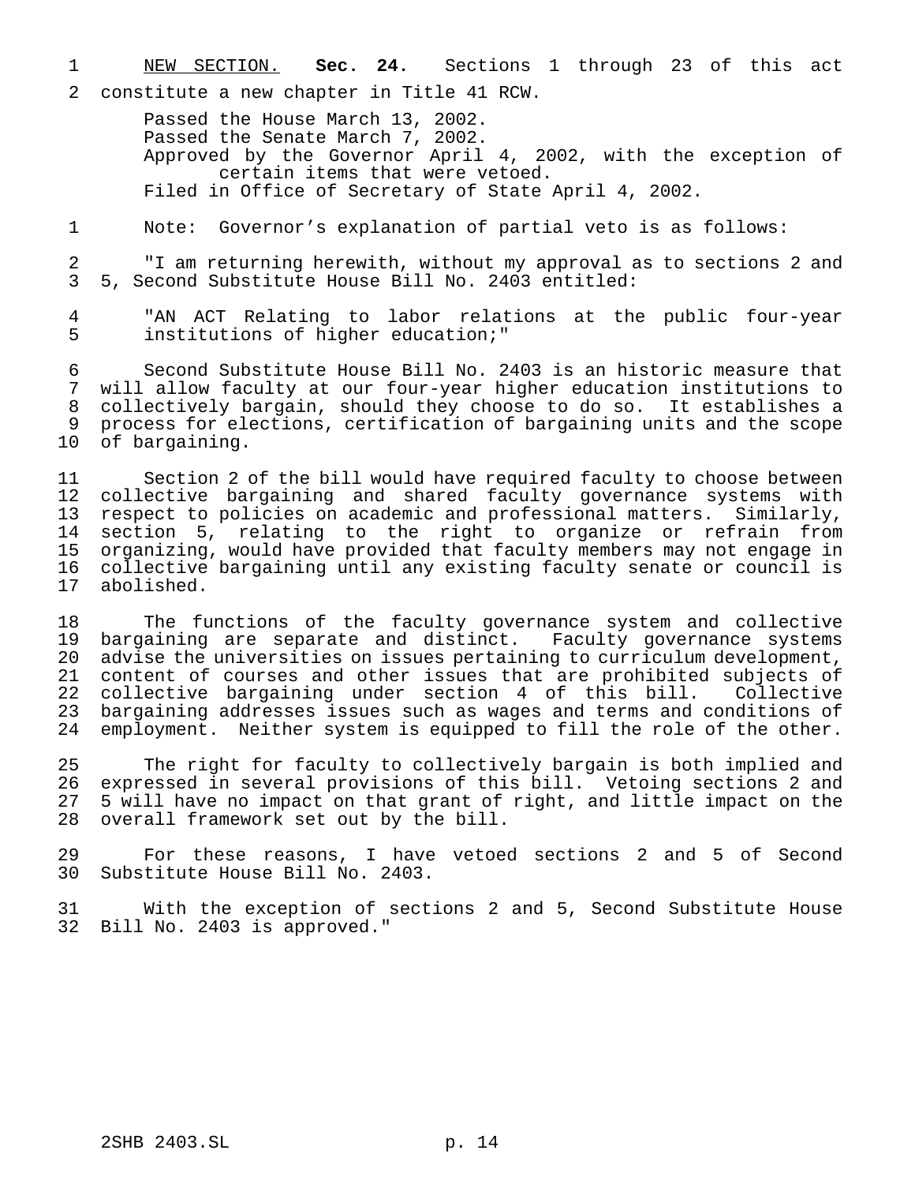NEW SECTION. **Sec. 24.** Sections 1 through 23 of this act constitute a new chapter in Title 41 RCW.

Passed the House March 13, 2002.
Passed the Senate March 7, 2002.
Approved by the Governor April 4, 2002, with the exception of certain items that were vetoed.
Filed in Office of Secretary of State April 4, 2002.

Note: Governor's explanation of partial veto is as follows:

"I am returning herewith, without my approval as to sections 2 and 5, Second Substitute House Bill No. 2403 entitled:

"AN ACT Relating to labor relations at the public four-year institutions of higher education;"

Second Substitute House Bill No. 2403 is an historic measure that will allow faculty at our four-year higher education institutions to collectively bargain, should they choose to do so. It establishes a process for elections, certification of bargaining units and the scope of bargaining.

Section 2 of the bill would have required faculty to choose between collective bargaining and shared faculty governance systems with respect to policies on academic and professional matters. Similarly, section 5, relating to the right to organize or refrain from organizing, would have provided that faculty members may not engage in collective bargaining until any existing faculty senate or council is abolished.

The functions of the faculty governance system and collective bargaining are separate and distinct. Faculty governance systems advise the universities on issues pertaining to curriculum development, content of courses and other issues that are prohibited subjects of collective bargaining under section 4 of this bill. Collective bargaining addresses issues such as wages and terms and conditions of employment. Neither system is equipped to fill the role of the other.

The right for faculty to collectively bargain is both implied and expressed in several provisions of this bill. Vetoing sections 2 and 5 will have no impact on that grant of right, and little impact on the overall framework set out by the bill.

For these reasons, I have vetoed sections 2 and 5 of Second Substitute House Bill No. 2403.

With the exception of sections 2 and 5, Second Substitute House Bill No. 2403 is approved."